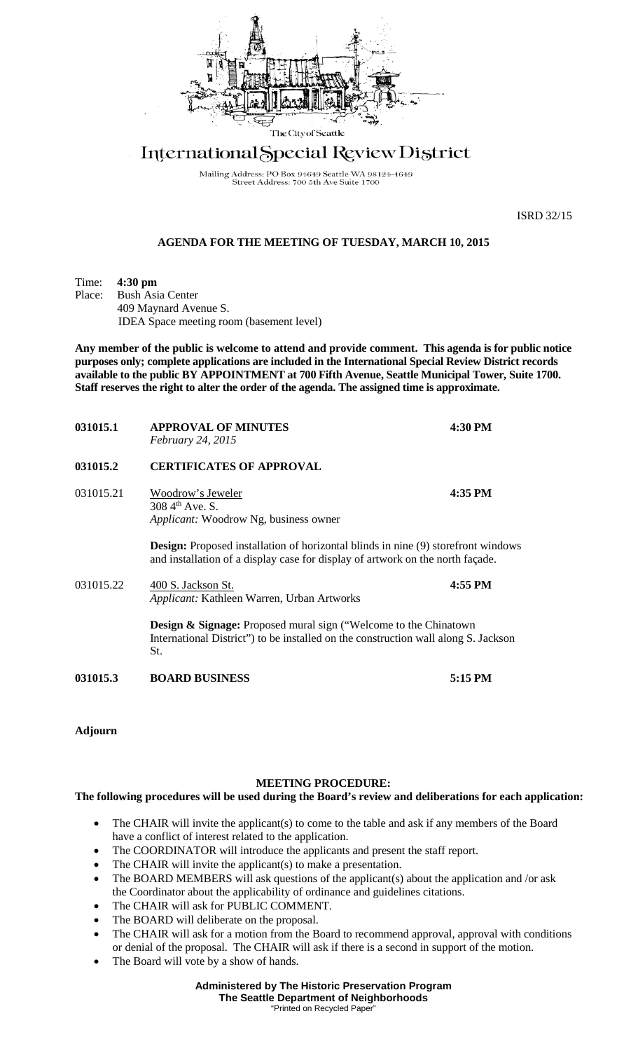The City of Seattle

# International Special Review District

Mailing Address: PO Box 94649 Seattle WA 98124-4649
Street Address: 700 5th Ave Suite 1700

ISRD 32/15

## AGENDA FOR THE MEETING OF TUESDAY, MARCH 10, 2015

Time: **4:30 pm**
Place: Bush Asia Center
409 Maynard Avenue S.
IDEA Space meeting room (basement level)

**Any member of the public is welcome to attend and provide comment. This agenda is for public notice purposes only; complete applications are included in the International Special Review District records available to the public BY APPOINTMENT at 700 Fifth Avenue, Seattle Municipal Tower, Suite 1700. Staff reserves the right to alter the order of the agenda. The assigned time is approximate.**

**031015.1 APPROVAL OF MINUTES** **4:30 PM**
*February 24, 2015*

**031015.2 CERTIFICATES OF APPROVAL**

031015.21 Woodrow's Jeweler **4:35 PM**
308 4th Ave. S.
*Applicant:* Woodrow Ng, business owner

**Design:** Proposed installation of horizontal blinds in nine (9) storefront windows and installation of a display case for display of artwork on the north façade.

031015.22 400 S. Jackson St. **4:55 PM**
*Applicant:* Kathleen Warren, Urban Artworks

**Design & Signage:** Proposed mural sign ("Welcome to the Chinatown International District") to be installed on the construction wall along S. Jackson St.

**031015.3 BOARD BUSINESS** **5:15 PM**

**Adjourn**

**MEETING PROCEDURE:**

**The following procedures will be used during the Board's review and deliberations for each application:**

- The CHAIR will invite the applicant(s) to come to the table and ask if any members of the Board have a conflict of interest related to the application.
- The COORDINATOR will introduce the applicants and present the staff report.
- The CHAIR will invite the applicant(s) to make a presentation.
- The BOARD MEMBERS will ask questions of the applicant(s) about the application and /or ask the Coordinator about the applicability of ordinance and guidelines citations.
- The CHAIR will ask for PUBLIC COMMENT.
- The BOARD will deliberate on the proposal.
- The CHAIR will ask for a motion from the Board to recommend approval, approval with conditions or denial of the proposal. The CHAIR will ask if there is a second in support of the motion.
- The Board will vote by a show of hands.

**Administered by The Historic Preservation Program**
**The Seattle Department of Neighborhoods**
"Printed on Recycled Paper"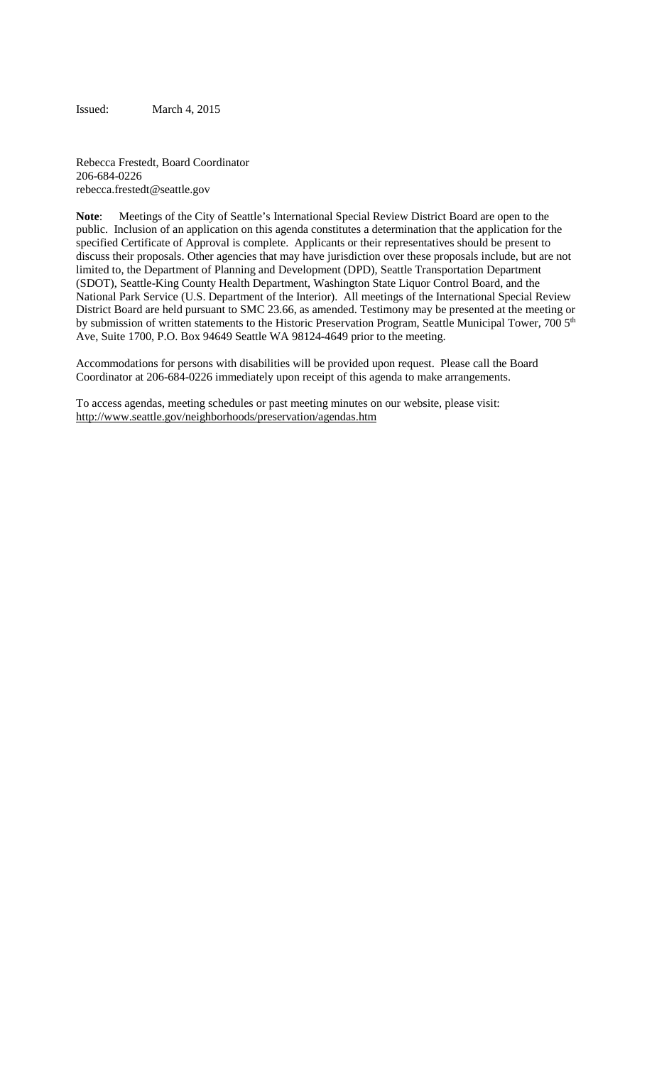Issued: March 4, 2015

Rebecca Frestedt, Board Coordinator
206-684-0226
rebecca.frestedt@seattle.gov

**Note**: Meetings of the City of Seattle's International Special Review District Board are open to the public. Inclusion of an application on this agenda constitutes a determination that the application for the specified Certificate of Approval is complete. Applicants or their representatives should be present to discuss their proposals. Other agencies that may have jurisdiction over these proposals include, but are not limited to, the Department of Planning and Development (DPD), Seattle Transportation Department (SDOT), Seattle-King County Health Department, Washington State Liquor Control Board, and the National Park Service (U.S. Department of the Interior). All meetings of the International Special Review District Board are held pursuant to SMC 23.66, as amended. Testimony may be presented at the meeting or by submission of written statements to the Historic Preservation Program, Seattle Municipal Tower, 700 5th Ave, Suite 1700, P.O. Box 94649 Seattle WA 98124-4649 prior to the meeting.

Accommodations for persons with disabilities will be provided upon request. Please call the Board Coordinator at 206-684-0226 immediately upon receipt of this agenda to make arrangements.

To access agendas, meeting schedules or past meeting minutes on our website, please visit:
http://www.seattle.gov/neighborhoods/preservation/agendas.htm